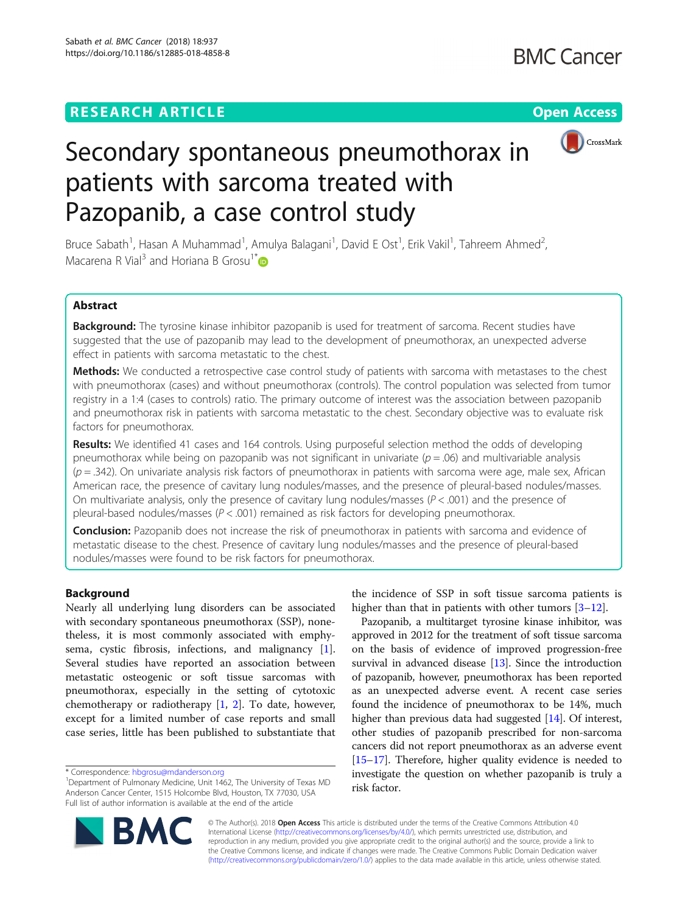RESEARCH ARTICLE

Open Access

# Secondary spontaneous pneumothorax in patients with sarcoma treated with Pazopanib, a case control study

Bruce Sabath[1], Hasan A Muhammad[1], Amulya Balagani[1], David E Ost[1], Erik Vakil[1], Tahreem Ahmed[2], Macarena R Vial[3] and Horiana B Grosu[1*]

## Abstract

**Background:** The tyrosine kinase inhibitor pazopanib is used for treatment of sarcoma. Recent studies have suggested that the use of pazopanib may lead to the development of pneumothorax, an unexpected adverse effect in patients with sarcoma metastatic to the chest.

**Methods:** We conducted a retrospective case control study of patients with sarcoma with metastases to the chest with pneumothorax (cases) and without pneumothorax (controls). The control population was selected from tumor registry in a 1:4 (cases to controls) ratio. The primary outcome of interest was the association between pazopanib and pneumothorax risk in patients with sarcoma metastatic to the chest. Secondary objective was to evaluate risk factors for pneumothorax.

**Results:** We identified 41 cases and 164 controls. Using purposeful selection method the odds of developing pneumothorax while being on pazopanib was not significant in univariate ($p = .06$) and multivariable analysis ($p = .342$). On univariate analysis risk factors of pneumothorax in patients with sarcoma were age, male sex, African American race, the presence of cavitary lung nodules/masses, and the presence of pleural-based nodules/masses. On multivariate analysis, only the presence of cavitary lung nodules/masses ($P < .001$) and the presence of pleural-based nodules/masses ($P < .001$) remained as risk factors for developing pneumothorax.

**Conclusion:** Pazopanib does not increase the risk of pneumothorax in patients with sarcoma and evidence of metastatic disease to the chest. Presence of cavitary lung nodules/masses and the presence of pleural-based nodules/masses were found to be risk factors for pneumothorax.

## Background

Nearly all underlying lung disorders can be associated with secondary spontaneous pneumothorax (SSP), nonetheless, it is most commonly associated with emphysema, cystic fibrosis, infections, and malignancy [1]. Several studies have reported an association between metastatic osteogenic or soft tissue sarcomas with pneumothorax, especially in the setting of cytotoxic chemotherapy or radiotherapy [1, 2]. To date, however, except for a limited number of case reports and small case series, little has been published to substantiate that the incidence of SSP in soft tissue sarcoma patients is higher than that in patients with other tumors [3–12].

Pazopanib, a multitarget tyrosine kinase inhibitor, was approved in 2012 for the treatment of soft tissue sarcoma on the basis of evidence of improved progression-free survival in advanced disease [13]. Since the introduction of pazopanib, however, pneumothorax has been reported as an unexpected adverse event. A recent case series found the incidence of pneumothorax to be 14%, much higher than previous data had suggested [14]. Of interest, other studies of pazopanib prescribed for non-sarcoma cancers did not report pneumothorax as an adverse event [15–17]. Therefore, higher quality evidence is needed to investigate the question on whether pazopanib is truly a risk factor.

\* Correspondence: hbgrosu@mdanderson.org
[1]Department of Pulmonary Medicine, Unit 1462, The University of Texas MD Anderson Cancer Center, 1515 Holcombe Blvd, Houston, TX 77030, USA
Full list of author information is available at the end of the article

© The Author(s). 2018 **Open Access** This article is distributed under the terms of the Creative Commons Attribution 4.0 International License (http://creativecommons.org/licenses/by/4.0/), which permits unrestricted use, distribution, and reproduction in any medium, provided you give appropriate credit to the original author(s) and the source, provide a link to the Creative Commons license, and indicate if changes were made. The Creative Commons Public Domain Dedication waiver (http://creativecommons.org/publicdomain/zero/1.0/) applies to the data made available in this article, unless otherwise stated.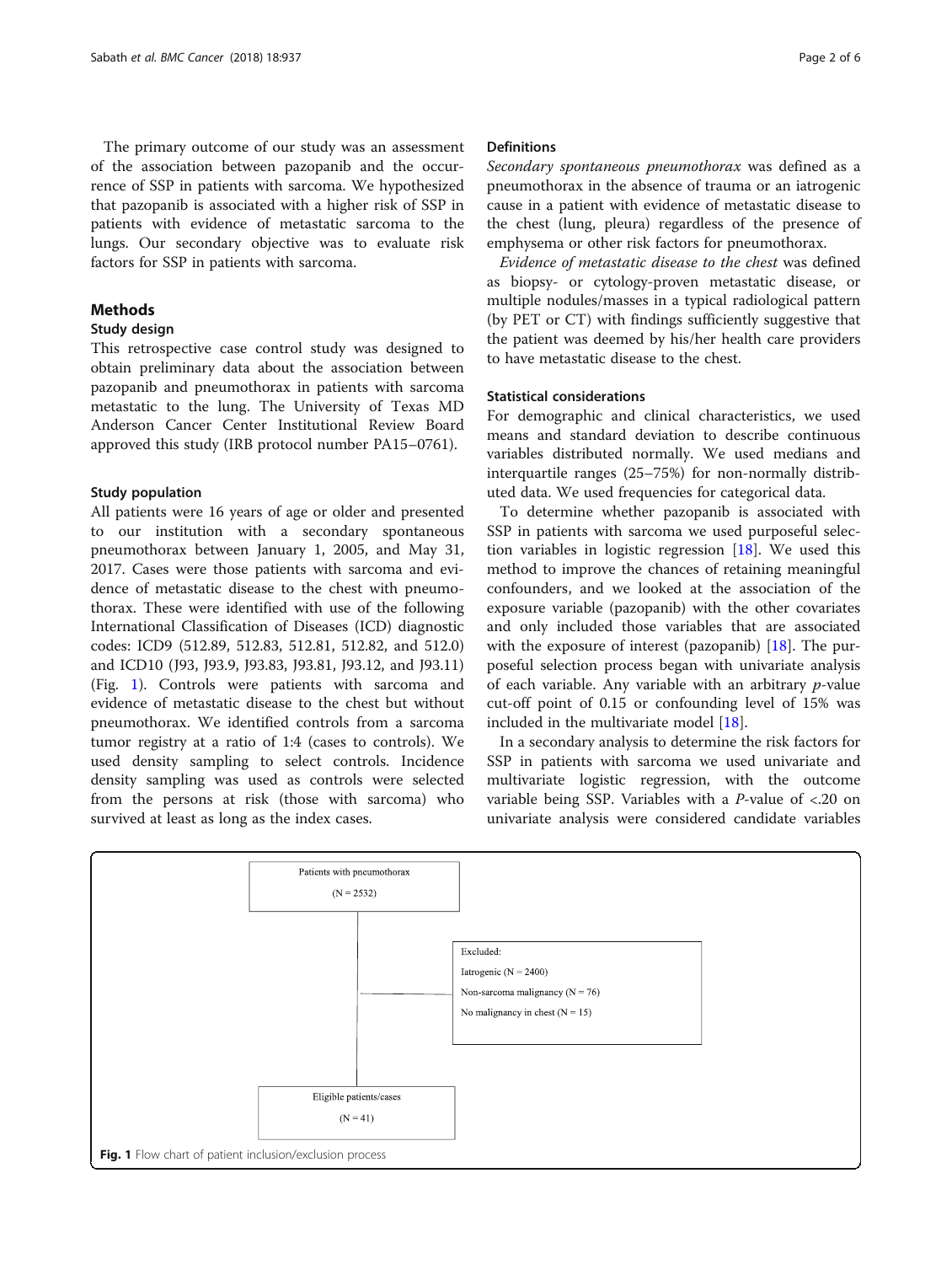The primary outcome of our study was an assessment of the association between pazopanib and the occurrence of SSP in patients with sarcoma. We hypothesized that pazopanib is associated with a higher risk of SSP in patients with evidence of metastatic sarcoma to the lungs. Our secondary objective was to evaluate risk factors for SSP in patients with sarcoma.

## Methods

### Study design

This retrospective case control study was designed to obtain preliminary data about the association between pazopanib and pneumothorax in patients with sarcoma metastatic to the lung. The University of Texas MD Anderson Cancer Center Institutional Review Board approved this study (IRB protocol number PA15–0761).

### Study population

All patients were 16 years of age or older and presented to our institution with a secondary spontaneous pneumothorax between January 1, 2005, and May 31, 2017. Cases were those patients with sarcoma and evidence of metastatic disease to the chest with pneumothorax. These were identified with use of the following International Classification of Diseases (ICD) diagnostic codes: ICD9 (512.89, 512.83, 512.81, 512.82, and 512.0) and ICD10 (J93, J93.9, J93.83, J93.81, J93.12, and J93.11) (Fig. 1). Controls were patients with sarcoma and evidence of metastatic disease to the chest but without pneumothorax. We identified controls from a sarcoma tumor registry at a ratio of 1:4 (cases to controls). We used density sampling to select controls. Incidence density sampling was used as controls were selected from the persons at risk (those with sarcoma) who survived at least as long as the index cases.

### Definitions

*Secondary spontaneous pneumothorax* was defined as a pneumothorax in the absence of trauma or an iatrogenic cause in a patient with evidence of metastatic disease to the chest (lung, pleura) regardless of the presence of emphysema or other risk factors for pneumothorax.

*Evidence of metastatic disease to the chest* was defined as biopsy- or cytology-proven metastatic disease, or multiple nodules/masses in a typical radiological pattern (by PET or CT) with findings sufficiently suggestive that the patient was deemed by his/her health care providers to have metastatic disease to the chest.

### Statistical considerations

For demographic and clinical characteristics, we used means and standard deviation to describe continuous variables distributed normally. We used medians and interquartile ranges (25–75%) for non-normally distributed data. We used frequencies for categorical data.

To determine whether pazopanib is associated with SSP in patients with sarcoma we used purposeful selection variables in logistic regression [18]. We used this method to improve the chances of retaining meaningful confounders, and we looked at the association of the exposure variable (pazopanib) with the other covariates and only included those variables that are associated with the exposure of interest (pazopanib) [18]. The purposeful selection process began with univariate analysis of each variable. Any variable with an arbitrary *p*-value cut-off point of 0.15 or confounding level of 15% was included in the multivariate model [18].

In a secondary analysis to determine the risk factors for SSP in patients with sarcoma we used univariate and multivariate logistic regression, with the outcome variable being SSP. Variables with a *P*-value of <.20 on univariate analysis were considered candidate variables

Patients with pneumothorax (N = 2532)

Excluded:
Iatrogenic (N = 2400)
Non-sarcoma malignancy (N = 76)
No malignancy in chest (N = 15)

Eligible patients/cases (N = 41)

**Fig. 1** Flow chart of patient inclusion/exclusion process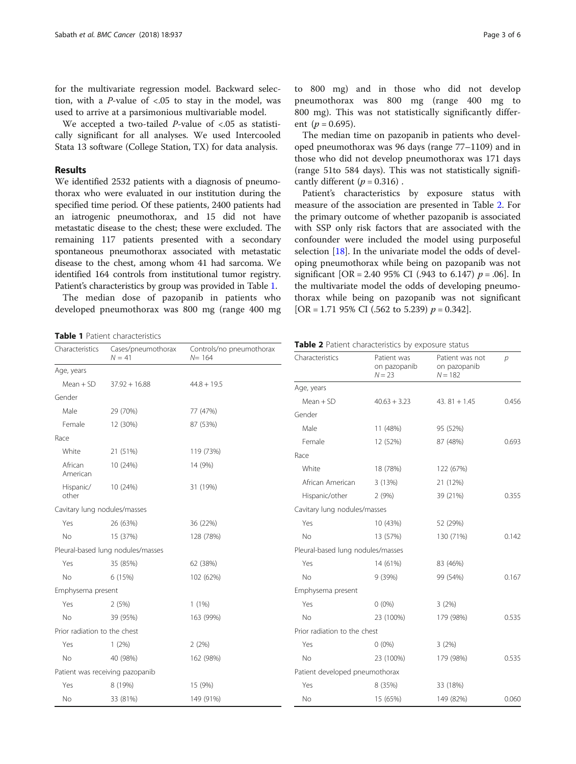for the multivariate regression model. Backward selection, with a *P*-value of <.05 to stay in the model, was used to arrive at a parsimonious multivariable model.

We accepted a two-tailed *P*-value of <.05 as statistically significant for all analyses. We used Intercooled Stata 13 software (College Station, TX) for data analysis.

## Results

We identified 2532 patients with a diagnosis of pneumothorax who were evaluated in our institution during the specified time period. Of these patients, 2400 patients had an iatrogenic pneumothorax, and 15 did not have metastatic disease to the chest; these were excluded. The remaining 117 patients presented with a secondary spontaneous pneumothorax associated with metastatic disease to the chest, among whom 41 had sarcoma. We identified 164 controls from institutional tumor registry. Patient's characteristics by group was provided in Table 1.

The median dose of pazopanib in patients who developed pneumothorax was 800 mg (range 400 mg to 800 mg) and in those who did not develop pneumothorax was 800 mg (range 400 mg to 800 mg). This was not statistically significantly different ($p = 0.695$).

The median time on pazopanib in patients who developed pneumothorax was 96 days (range 77–1109) and in those who did not develop pneumothorax was 171 days (range 51to 584 days). This was not statistically significantly different ($p = 0.316$) .

Patient's characteristics by exposure status with measure of the association are presented in Table 2. For the primary outcome of whether pazopanib is associated with SSP only risk factors that are associated with the confounder were included the model using purposeful selection [18]. In the univariate model the odds of developing pneumothorax while being on pazopanib was not significant [OR = 2.40 95% CI (.943 to 6.147) $p = .06$]. In the multivariate model the odds of developing pneumothorax while being on pazopanib was not significant [OR = 1.71 95% CI (.562 to 5.239) $p = 0.342$].

**Table 1** Patient characteristics

| Characteristics | Cases/pneumothorax N = 41 | Controls/no pneumothorax N= 164 |
|---|---|---|
| Age, years | | |
| Mean + SD | 37.92 + 16.88 | 44.8 + 19.5 |
| Gender | | |
| Male | 29 (70%) | 77 (47%) |
| Female | 12 (30%) | 87 (53%) |
| Race | | |
| White | 21 (51%) | 119 (73%) |
| African American | 10 (24%) | 14 (9%) |
| Hispanic/other | 10 (24%) | 31 (19%) |
| Cavitary lung nodules/masses | | |
| Yes | 26 (63%) | 36 (22%) |
| No | 15 (37%) | 128 (78%) |
| Pleural-based lung nodules/masses | | |
| Yes | 35 (85%) | 62 (38%) |
| No | 6 (15%) | 102 (62%) |
| Emphysema present | | |
| Yes | 2 (5%) | 1 (1%) |
| No | 39 (95%) | 163 (99%) |
| Prior radiation to the chest | | |
| Yes | 1 (2%) | 2 (2%) |
| No | 40 (98%) | 162 (98%) |
| Patient was receiving pazopanib | | |
| Yes | 8 (19%) | 15 (9%) |
| No | 33 (81%) | 149 (91%) |

**Table 2** Patient characteristics by exposure status

| Characteristics | Patient was on pazopanib N = 23 | Patient was not on pazopanib N = 182 | p |
|---|---|---|---|
| Age, years | | | |
| Mean + SD | 40.63 + 3.23 | 43. 81 + 1.45 | 0.456 |
| Gender | | | |
| Male | 11 (48%) | 95 (52%) | |
| Female | 12 (52%) | 87 (48%) | 0.693 |
| Race | | | |
| White | 18 (78%) | 122 (67%) | |
| African American | 3 (13%) | 21 (12%) | |
| Hispanic/other | 2 (9%) | 39 (21%) | 0.355 |
| Cavitary lung nodules/masses | | | |
| Yes | 10 (43%) | 52 (29%) | |
| No | 13 (57%) | 130 (71%) | 0.142 |
| Pleural-based lung nodules/masses | | | |
| Yes | 14 (61%) | 83 (46%) | |
| No | 9 (39%) | 99 (54%) | 0.167 |
| Emphysema present | | | |
| Yes | 0 (0%) | 3 (2%) | |
| No | 23 (100%) | 179 (98%) | 0.535 |
| Prior radiation to the chest | | | |
| Yes | 0 (0%) | 3 (2%) | |
| No | 23 (100%) | 179 (98%) | 0.535 |
| Patient developed pneumothorax | | | |
| Yes | 8 (35%) | 33 (18%) | |
| No | 15 (65%) | 149 (82%) | 0.060 |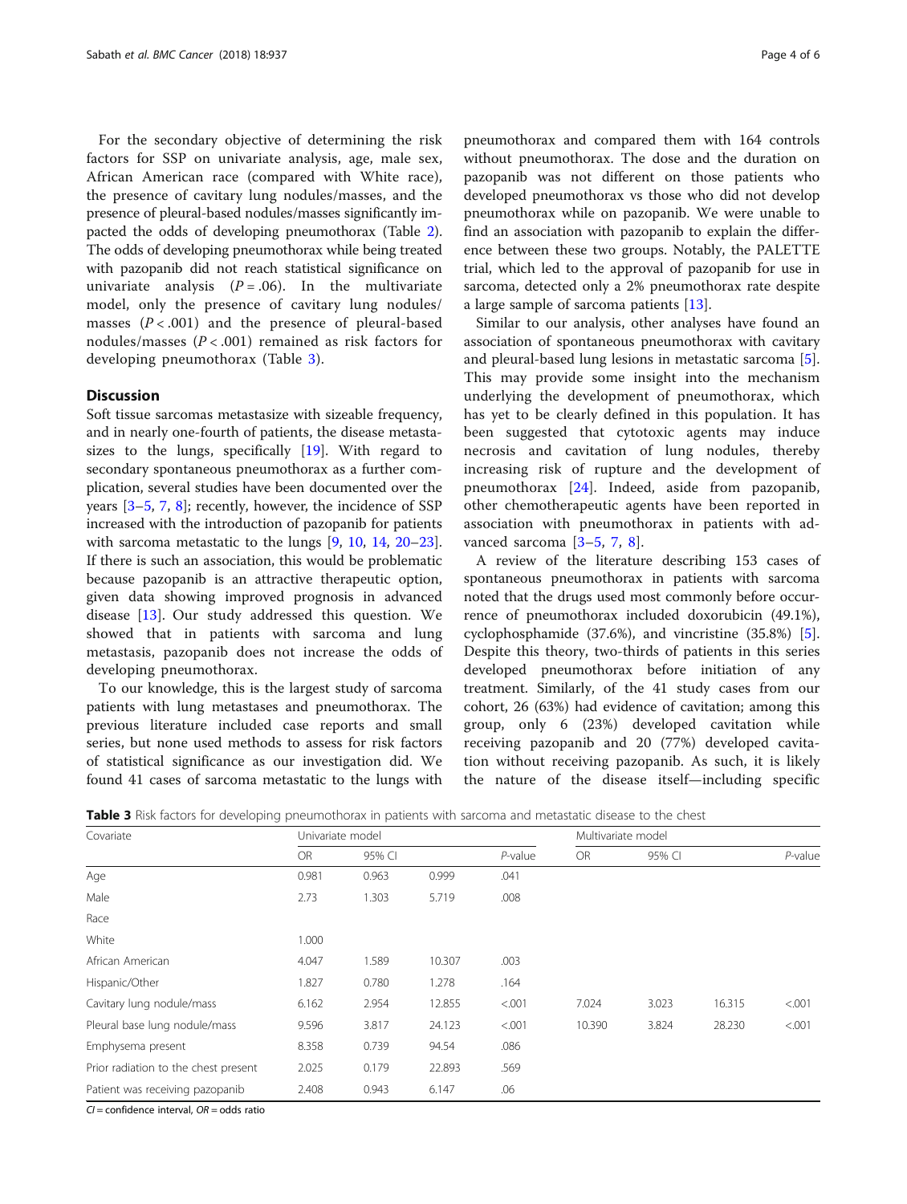For the secondary objective of determining the risk factors for SSP on univariate analysis, age, male sex, African American race (compared with White race), the presence of cavitary lung nodules/masses, and the presence of pleural-based nodules/masses significantly impacted the odds of developing pneumothorax (Table 2). The odds of developing pneumothorax while being treated with pazopanib did not reach statistical significance on univariate analysis ($P = .06$). In the multivariate model, only the presence of cavitary lung nodules/masses ($P < .001$) and the presence of pleural-based nodules/masses ($P < .001$) remained as risk factors for developing pneumothorax (Table 3).

## Discussion

Soft tissue sarcomas metastasize with sizeable frequency, and in nearly one-fourth of patients, the disease metastasizes to the lungs, specifically [19]. With regard to secondary spontaneous pneumothorax as a further complication, several studies have been documented over the years [3–5, 7, 8]; recently, however, the incidence of SSP increased with the introduction of pazopanib for patients with sarcoma metastatic to the lungs [9, 10, 14, 20–23]. If there is such an association, this would be problematic because pazopanib is an attractive therapeutic option, given data showing improved prognosis in advanced disease [13]. Our study addressed this question. We showed that in patients with sarcoma and lung metastasis, pazopanib does not increase the odds of developing pneumothorax.

To our knowledge, this is the largest study of sarcoma patients with lung metastases and pneumothorax. The previous literature included case reports and small series, but none used methods to assess for risk factors of statistical significance as our investigation did. We found 41 cases of sarcoma metastatic to the lungs with pneumothorax and compared them with 164 controls without pneumothorax. The dose and the duration on pazopanib was not different on those patients who developed pneumothorax vs those who did not develop pneumothorax while on pazopanib. We were unable to find an association with pazopanib to explain the difference between these two groups. Notably, the PALETTE trial, which led to the approval of pazopanib for use in sarcoma, detected only a 2% pneumothorax rate despite a large sample of sarcoma patients [13].

Similar to our analysis, other analyses have found an association of spontaneous pneumothorax with cavitary and pleural-based lung lesions in metastatic sarcoma [5]. This may provide some insight into the mechanism underlying the development of pneumothorax, which has yet to be clearly defined in this population. It has been suggested that cytotoxic agents may induce necrosis and cavitation of lung nodules, thereby increasing risk of rupture and the development of pneumothorax [24]. Indeed, aside from pazopanib, other chemotherapeutic agents have been reported in association with pneumothorax in patients with advanced sarcoma [3–5, 7, 8].

A review of the literature describing 153 cases of spontaneous pneumothorax in patients with sarcoma noted that the drugs used most commonly before occurrence of pneumothorax included doxorubicin (49.1%), cyclophosphamide (37.6%), and vincristine (35.8%) [5]. Despite this theory, two-thirds of patients in this series developed pneumothorax before initiation of any treatment. Similarly, of the 41 study cases from our cohort, 26 (63%) had evidence of cavitation; among this group, only 6 (23%) developed cavitation while receiving pazopanib and 20 (77%) developed cavitation without receiving pazopanib. As such, it is likely the nature of the disease itself—including specific

**Table 3** Risk factors for developing pneumothorax in patients with sarcoma and metastatic disease to the chest

| Covariate | Univariate model | | | | Multivariate model | | | |
|---|---|---|---|---|---|---|---|---|
| | OR | 95% CI | | *P*-value | OR | 95% CI | | *P*-value |
| Age | 0.981 | 0.963 | 0.999 | .041 | | | | |
| Male | 2.73 | 1.303 | 5.719 | .008 | | | | |
| Race | | | | | | | | |
| White | 1.000 | | | | | | | |
| African American | 4.047 | 1.589 | 10.307 | .003 | | | | |
| Hispanic/Other | 1.827 | 0.780 | 1.278 | .164 | | | | |
| Cavitary lung nodule/mass | 6.162 | 2.954 | 12.855 | <.001 | 7.024 | 3.023 | 16.315 | <.001 |
| Pleural base lung nodule/mass | 9.596 | 3.817 | 24.123 | <.001 | 10.390 | 3.824 | 28.230 | <.001 |
| Emphysema present | 8.358 | 0.739 | 94.54 | .086 | | | | |
| Prior radiation to the chest present | 2.025 | 0.179 | 22.893 | .569 | | | | |
| Patient was receiving pazopanib | 2.408 | 0.943 | 6.147 | .06 | | | | |

*CI* = confidence interval, *OR* = odds ratio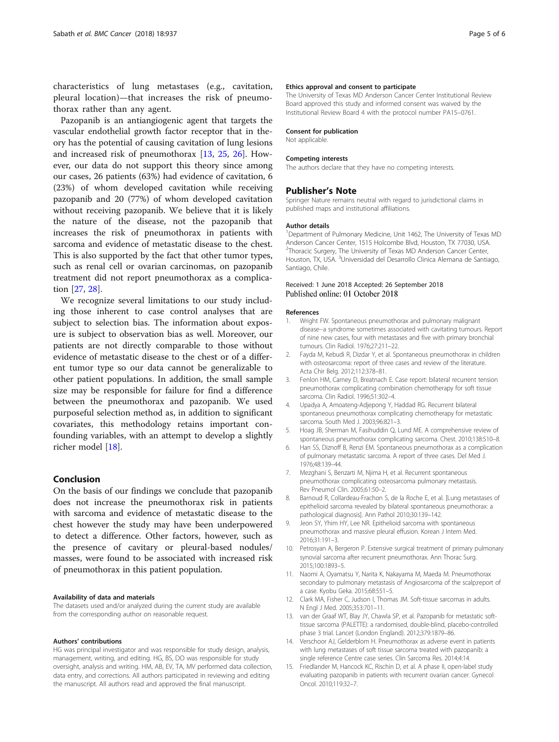characteristics of lung metastases (e.g., cavitation, pleural location)—that increases the risk of pneumothorax rather than any agent.

Pazopanib is an antiangiogenic agent that targets the vascular endothelial growth factor receptor that in theory has the potential of causing cavitation of lung lesions and increased risk of pneumothorax [13, 25, 26]. However, our data do not support this theory since among our cases, 26 patients (63%) had evidence of cavitation, 6 (23%) of whom developed cavitation while receiving pazopanib and 20 (77%) of whom developed cavitation without receiving pazopanib. We believe that it is likely the nature of the disease, not the pazopanib that increases the risk of pneumothorax in patients with sarcoma and evidence of metastatic disease to the chest. This is also supported by the fact that other tumor types, such as renal cell or ovarian carcinomas, on pazopanib treatment did not report pneumothorax as a complication [27, 28].

We recognize several limitations to our study including those inherent to case control analyses that are subject to selection bias. The information about exposure is subject to observation bias as well. Moreover, our patients are not directly comparable to those without evidence of metastatic disease to the chest or of a different tumor type so our data cannot be generalizable to other patient populations. In addition, the small sample size may be responsible for failure for find a difference between the pneumothorax and pazopanib. We used purposeful selection method as, in addition to significant covariates, this methodology retains important confounding variables, with an attempt to develop a slightly richer model [18].

## Conclusion

On the basis of our findings we conclude that pazopanib does not increase the pneumothorax risk in patients with sarcoma and evidence of metastatic disease to the chest however the study may have been underpowered to detect a difference. Other factors, however, such as the presence of cavitary or pleural-based nodules/masses, were found to be associated with increased risk of pneumothorax in this patient population.

#### Availability of data and materials

The datasets used and/or analyzed during the current study are available from the corresponding author on reasonable request.

#### Authors' contributions

HG was principal investigator and was responsible for study design, analysis, management, writing, and editing. HG, BS, DO was responsible for study oversight, analysis and writing. HM, AB, EV, TA, MV performed data collection, data entry, and corrections. All authors participated in reviewing and editing the manuscript. All authors read and approved the final manuscript.

#### Ethics approval and consent to participate

The University of Texas MD Anderson Cancer Center Institutional Review Board approved this study and informed consent was waived by the Institutional Review Board 4 with the protocol number PA15–0761.

#### Consent for publication

Not applicable.

#### Competing interests

The authors declare that they have no competing interests.

## Publisher's Note

Springer Nature remains neutral with regard to jurisdictional claims in published maps and institutional affiliations.

#### Author details

[1]Department of Pulmonary Medicine, Unit 1462, The University of Texas MD Anderson Cancer Center, 1515 Holcombe Blvd, Houston, TX 77030, USA. [2]Thoracic Surgery, The University of Texas MD Anderson Cancer Center, Houston, TX, USA. [3]Universidad del Desarrollo Clinica Alemana de Santiago, Santiago, Chile.

Received: 1 June 2018 Accepted: 26 September 2018
Published online: 01 October 2018

#### References

1. Wright FW. Spontaneous pneumothorax and pulmonary malignant disease--a syndrome sometimes associated with cavitating tumours. Report of nine new cases, four with metastases and five with primary bronchial tumours. Clin Radiol. 1976;27:211–22.
2. Fayda M, Kebudi R, Dizdar Y, et al. Spontaneous pneumothorax in children with osteosarcoma: report of three cases and review of the literature. Acta Chir Belg. 2012;112:378–81.
3. Fenlon HM, Carney D, Breatnach E. Case report: bilateral recurrent tension pneumothorax complicating combination chemotherapy for soft tissue sarcoma. Clin Radiol. 1996;51:302–4.
4. Upadya A, Amoateng-Adjepong Y, Haddad RG. Recurrent bilateral spontaneous pneumothorax complicating chemotherapy for metastatic sarcoma. South Med J. 2003;96:821–3.
5. Hoag JB, Sherman M, Fasihuddin Q, Lund ME. A comprehensive review of spontaneous pneumothorax complicating sarcoma. Chest. 2010;138:510–8.
6. Han SS, Diznoff B, Renzi EM. Spontaneous pneumothorax as a complication of pulmonary metastatic sarcoma. A report of three cases. Del Med J. 1976;48:139–44.
7. Mezghani S, Benzarti M, Njima H, et al. Recurrent spontaneous pneumothorax complicating osteosarcoma pulmonary metastasis. Rev Pneumol Clin. 2005;61:50–2.
8. Barnoud R, Collardeau-Frachon S, de la Roche E, et al. [Lung metastases of epithelioid sarcoma revealed by bilateral spontaneous pneumothorax: a pathological diagnosis]. Ann Pathol 2010;30:139–142.
9. Jeon SY, Yhim HY, Lee NR. Epithelioid sarcoma with spontaneous pneumothorax and massive pleural effusion. Korean J Intern Med. 2016;31:191–3.
10. Petrosyan A, Bergeron P. Extensive surgical treatment of primary pulmonary synovial sarcoma after recurrent pneumothorax. Ann Thorac Surg. 2015;100:1893–5.
11. Naomi A, Oyamatsu Y, Narita K, Nakayama M, Maeda M. Pneumothorax secondary to pulmonary metastasis of Angiosarcoma of the scalp;report of a case. Kyobu Geka. 2015;68:551–5.
12. Clark MA, Fisher C, Judson I, Thomas JM. Soft-tissue sarcomas in adults. N Engl J Med. 2005;353:701–11.
13. van der Graaf WT, Blay JY, Chawla SP, et al. Pazopanib for metastatic soft-tissue sarcoma (PALETTE): a randomised, double-blind, placebo-controlled phase 3 trial. Lancet (London England). 2012;379:1879–86.
14. Verschoor AJ, Gelderblom H. Pneumothorax as adverse event in patients with lung metastases of soft tissue sarcoma treated with pazopanib: a single reference Centre case series. Clin Sarcoma Res. 2014;4:14.
15. Friedlander M, Hancock KC, Rischin D, et al. A phase II, open-label study evaluating pazopanib in patients with recurrent ovarian cancer. Gynecol Oncol. 2010;119:32–7.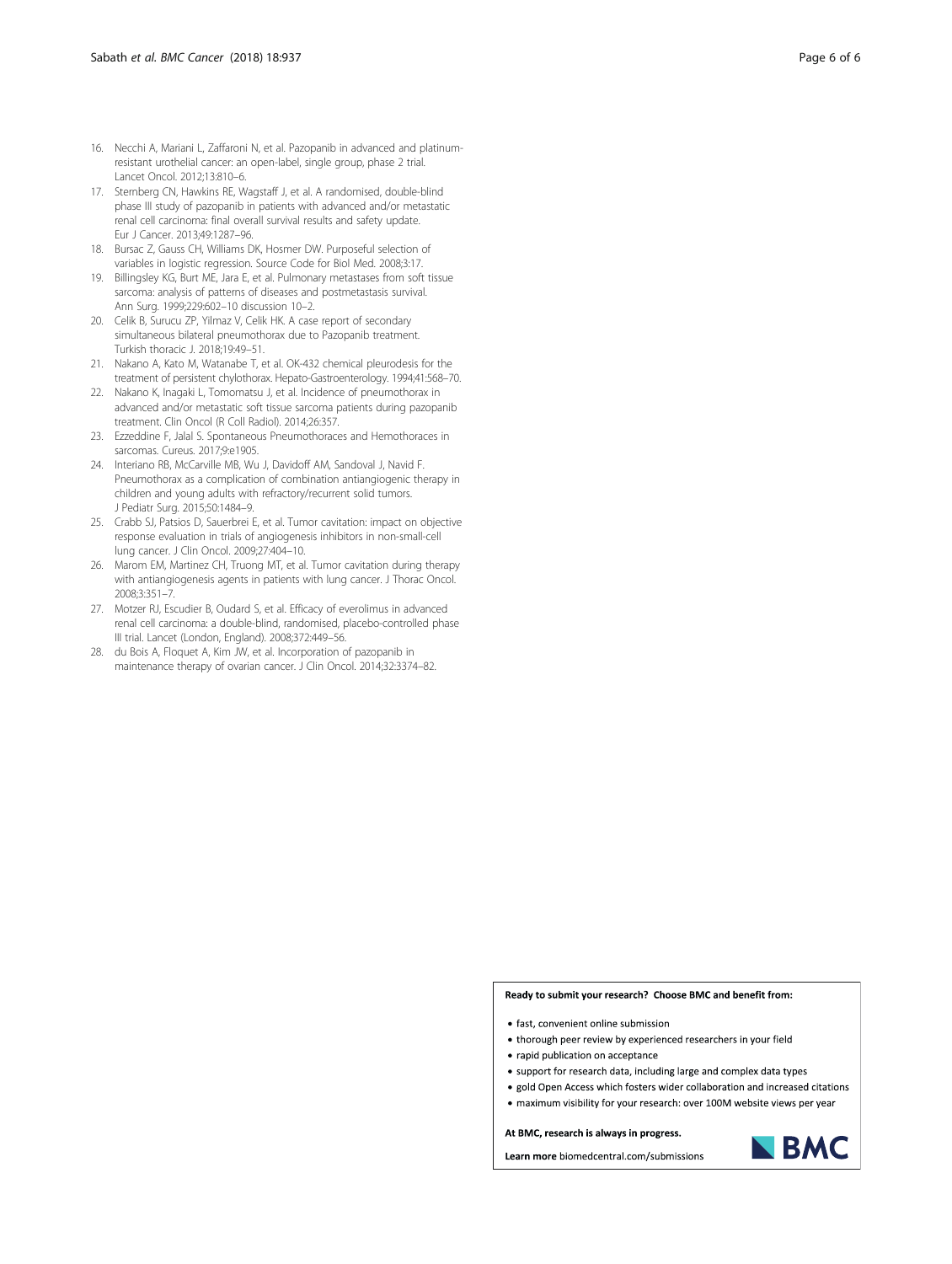16. Necchi A, Mariani L, Zaffaroni N, et al. Pazopanib in advanced and platinum-resistant urothelial cancer: an open-label, single group, phase 2 trial. Lancet Oncol. 2012;13:810–6.
17. Sternberg CN, Hawkins RE, Wagstaff J, et al. A randomised, double-blind phase III study of pazopanib in patients with advanced and/or metastatic renal cell carcinoma: final overall survival results and safety update. Eur J Cancer. 2013;49:1287–96.
18. Bursac Z, Gauss CH, Williams DK, Hosmer DW. Purposeful selection of variables in logistic regression. Source Code for Biol Med. 2008;3:17.
19. Billingsley KG, Burt ME, Jara E, et al. Pulmonary metastases from soft tissue sarcoma: analysis of patterns of diseases and postmetastasis survival. Ann Surg. 1999;229:602–10 discussion 10–2.
20. Celik B, Surucu ZP, Yilmaz V, Celik HK. A case report of secondary simultaneous bilateral pneumothorax due to Pazopanib treatment. Turkish thoracic J. 2018;19:49–51.
21. Nakano A, Kato M, Watanabe T, et al. OK-432 chemical pleurodesis for the treatment of persistent chylothorax. Hepato-Gastroenterology. 1994;41:568–70.
22. Nakano K, Inagaki L, Tomomatsu J, et al. Incidence of pneumothorax in advanced and/or metastatic soft tissue sarcoma patients during pazopanib treatment. Clin Oncol (R Coll Radiol). 2014;26:357.
23. Ezzeddine F, Jalal S. Spontaneous Pneumothoraces and Hemothoraces in sarcomas. Cureus. 2017;9:e1905.
24. Interiano RB, McCarville MB, Wu J, Davidoff AM, Sandoval J, Navid F. Pneumothorax as a complication of combination antiangiogenic therapy in children and young adults with refractory/recurrent solid tumors. J Pediatr Surg. 2015;50:1484–9.
25. Crabb SJ, Patsios D, Sauerbrei E, et al. Tumor cavitation: impact on objective response evaluation in trials of angiogenesis inhibitors in non-small-cell lung cancer. J Clin Oncol. 2009;27:404–10.
26. Marom EM, Martinez CH, Truong MT, et al. Tumor cavitation during therapy with antiangiogenesis agents in patients with lung cancer. J Thorac Oncol. 2008;3:351–7.
27. Motzer RJ, Escudier B, Oudard S, et al. Efficacy of everolimus in advanced renal cell carcinoma: a double-blind, randomised, placebo-controlled phase III trial. Lancet (London, England). 2008;372:449–56.
28. du Bois A, Floquet A, Kim JW, et al. Incorporation of pazopanib in maintenance therapy of ovarian cancer. J Clin Oncol. 2014;32:3374–82.

**Ready to submit your research? Choose BMC and benefit from:**

- fast, convenient online submission
- thorough peer review by experienced researchers in your field
- rapid publication on acceptance
- support for research data, including large and complex data types
- gold Open Access which fosters wider collaboration and increased citations
- maximum visibility for your research: over 100M website views per year

**At BMC, research is always in progress.**

**Learn more** biomedcentral.com/submissions

BMC